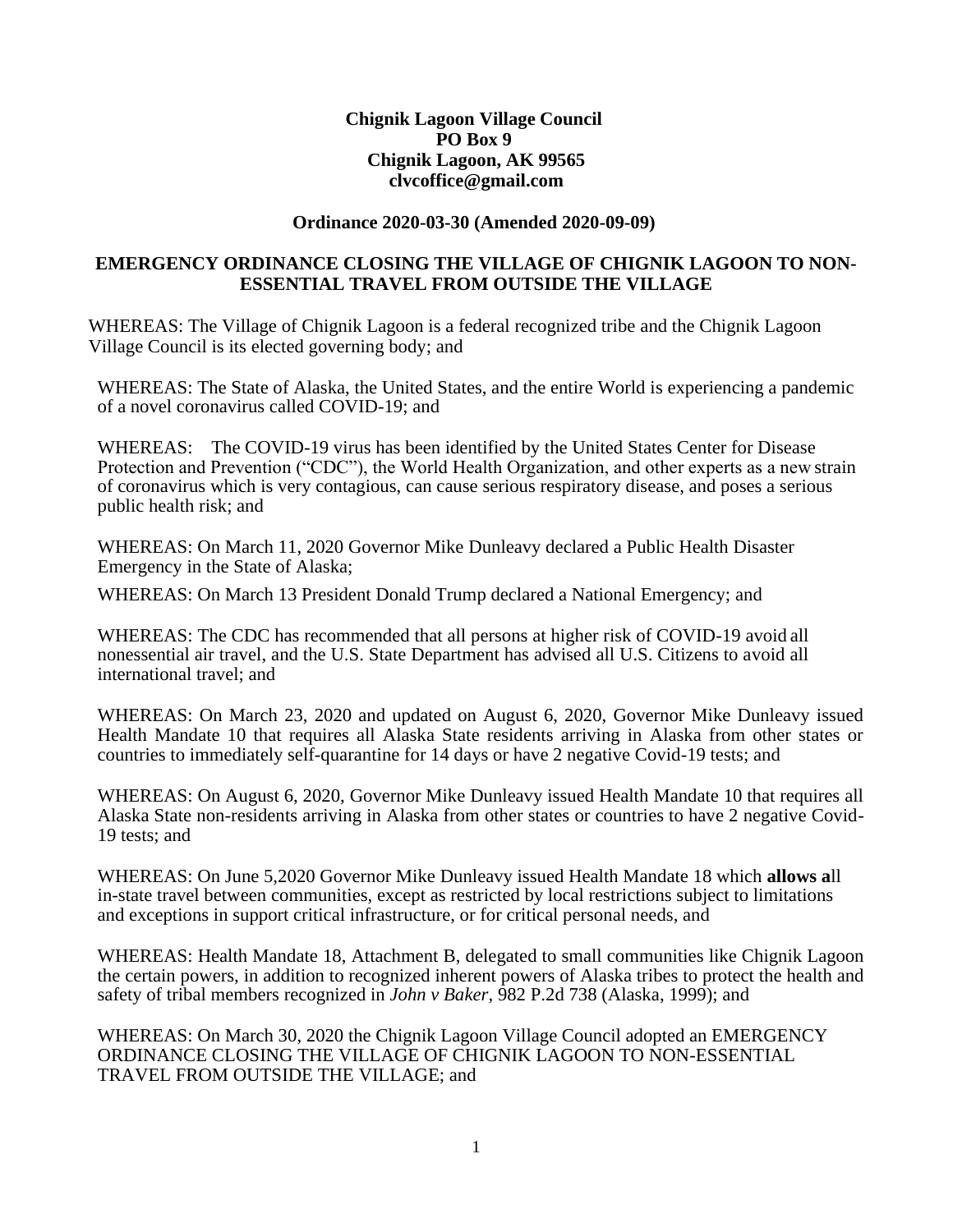**Chignik Lagoon Village Council**
**PO Box 9**
**Chignik Lagoon, AK 99565**
**clvcoffice@gmail.com**

**Ordinance 2020-03-30 (Amended 2020-09-09)**

## EMERGENCY ORDINANCE CLOSING THE VILLAGE OF CHIGNIK LAGOON TO NON-ESSENTIAL TRAVEL FROM OUTSIDE THE VILLAGE

WHEREAS: The Village of Chignik Lagoon is a federal recognized tribe and the Chignik Lagoon Village Council is its elected governing body; and

WHEREAS: The State of Alaska, the United States, and the entire World is experiencing a pandemic of a novel coronavirus called COVID-19; and

WHEREAS: The COVID-19 virus has been identified by the United States Center for Disease Protection and Prevention ("CDC"), the World Health Organization, and other experts as a new strain of coronavirus which is very contagious, can cause serious respiratory disease, and poses a serious public health risk; and

WHEREAS: On March 11, 2020 Governor Mike Dunleavy declared a Public Health Disaster Emergency in the State of Alaska;

WHEREAS: On March 13 President Donald Trump declared a National Emergency; and

WHEREAS: The CDC has recommended that all persons at higher risk of COVID-19 avoid all nonessential air travel, and the U.S. State Department has advised all U.S. Citizens to avoid all international travel; and

WHEREAS: On March 23, 2020 and updated on August 6, 2020, Governor Mike Dunleavy issued Health Mandate 10 that requires all Alaska State residents arriving in Alaska from other states or countries to immediately self-quarantine for 14 days or have 2 negative Covid-19 tests; and

WHEREAS: On August 6, 2020, Governor Mike Dunleavy issued Health Mandate 10 that requires all Alaska State non-residents arriving in Alaska from other states or countries to have 2 negative Covid-19 tests; and

WHEREAS: On June 5,2020 Governor Mike Dunleavy issued Health Mandate 18 which **allows a**ll in-state travel between communities, except as restricted by local restrictions subject to limitations and exceptions in support critical infrastructure, or for critical personal needs, and

WHEREAS: Health Mandate 18, Attachment B, delegated to small communities like Chignik Lagoon the certain powers, in addition to recognized inherent powers of Alaska tribes to protect the health and safety of tribal members recognized in *John v Baker,* 982 P.2d 738 (Alaska, 1999); and

WHEREAS: On March 30, 2020 the Chignik Lagoon Village Council adopted an EMERGENCY ORDINANCE CLOSING THE VILLAGE OF CHIGNIK LAGOON TO NON-ESSENTIAL TRAVEL FROM OUTSIDE THE VILLAGE; and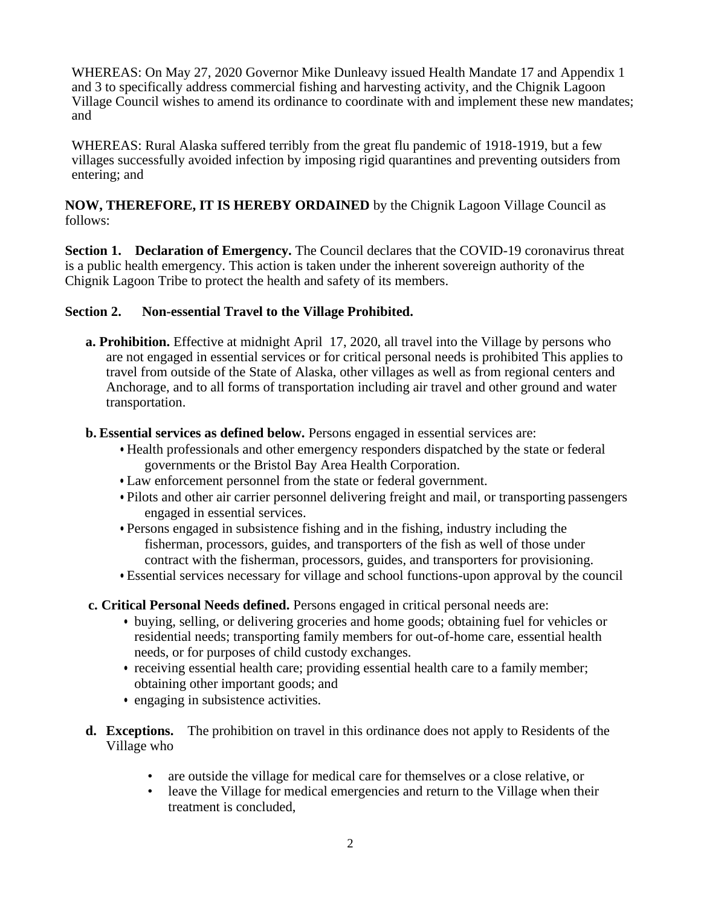WHEREAS: On May 27, 2020 Governor Mike Dunleavy issued Health Mandate 17 and Appendix 1 and 3 to specifically address commercial fishing and harvesting activity, and the Chignik Lagoon Village Council wishes to amend its ordinance to coordinate with and implement these new mandates; and

WHEREAS: Rural Alaska suffered terribly from the great flu pandemic of 1918-1919, but a few villages successfully avoided infection by imposing rigid quarantines and preventing outsiders from entering; and

**NOW, THEREFORE, IT IS HEREBY ORDAINED** by the Chignik Lagoon Village Council as follows:

**Section 1. Declaration of Emergency.** The Council declares that the COVID-19 coronavirus threat is a public health emergency. This action is taken under the inherent sovereign authority of the Chignik Lagoon Tribe to protect the health and safety of its members.

**Section 2. Non-essential Travel to the Village Prohibited.**

**a. Prohibition.** Effective at midnight April 17, 2020, all travel into the Village by persons who are not engaged in essential services or for critical personal needs is prohibited This applies to travel from outside of the State of Alaska, other villages as well as from regional centers and Anchorage, and to all forms of transportation including air travel and other ground and water transportation.

**b. Essential services as defined below.** Persons engaged in essential services are:

- Health professionals and other emergency responders dispatched by the state or federal governments or the Bristol Bay Area Health Corporation.
- Law enforcement personnel from the state or federal government.
- Pilots and other air carrier personnel delivering freight and mail, or transporting passengers engaged in essential services.
- Persons engaged in subsistence fishing and in the fishing, industry including the fisherman, processors, guides, and transporters of the fish as well of those under contract with the fisherman, processors, guides, and transporters for provisioning.
- Essential services necessary for village and school functions-upon approval by the council

**c. Critical Personal Needs defined.** Persons engaged in critical personal needs are:

- buying, selling, or delivering groceries and home goods; obtaining fuel for vehicles or residential needs; transporting family members for out-of-home care, essential health needs, or for purposes of child custody exchanges.
- receiving essential health care; providing essential health care to a family member; obtaining other important goods; and
- engaging in subsistence activities.

**d. Exceptions.** The prohibition on travel in this ordinance does not apply to Residents of the Village who

- are outside the village for medical care for themselves or a close relative, or
- leave the Village for medical emergencies and return to the Village when their treatment is concluded,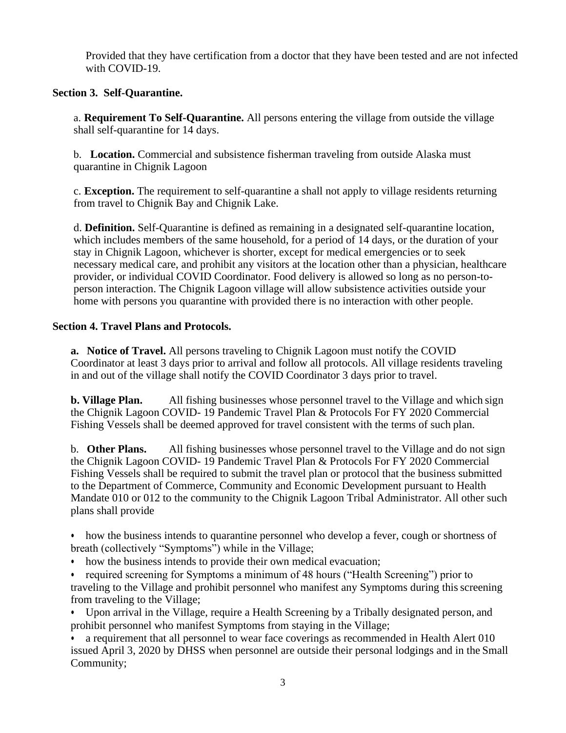Provided that they have certification from a doctor that they have been tested and are not infected with COVID-19.

**Section 3. Self-Quarantine.**

a. **Requirement To Self-Quarantine.** All persons entering the village from outside the village shall self-quarantine for 14 days.

b. **Location.** Commercial and subsistence fisherman traveling from outside Alaska must quarantine in Chignik Lagoon

c. **Exception.** The requirement to self-quarantine a shall not apply to village residents returning from travel to Chignik Bay and Chignik Lake.

d. **Definition.** Self-Quarantine is defined as remaining in a designated self-quarantine location, which includes members of the same household, for a period of 14 days, or the duration of your stay in Chignik Lagoon, whichever is shorter, except for medical emergencies or to seek necessary medical care, and prohibit any visitors at the location other than a physician, healthcare provider, or individual COVID Coordinator. Food delivery is allowed so long as no person-to-person interaction. The Chignik Lagoon village will allow subsistence activities outside your home with persons you quarantine with provided there is no interaction with other people.

**Section 4. Travel Plans and Protocols.**

**a. Notice of Travel.** All persons traveling to Chignik Lagoon must notify the COVID Coordinator at least 3 days prior to arrival and follow all protocols. All village residents traveling in and out of the village shall notify the COVID Coordinator 3 days prior to travel.

**b. Village Plan.** All fishing businesses whose personnel travel to the Village and which sign the Chignik Lagoon COVID- 19 Pandemic Travel Plan & Protocols For FY 2020 Commercial Fishing Vessels shall be deemed approved for travel consistent with the terms of such plan.

b. **Other Plans.** All fishing businesses whose personnel travel to the Village and do not sign the Chignik Lagoon COVID- 19 Pandemic Travel Plan & Protocols For FY 2020 Commercial Fishing Vessels shall be required to submit the travel plan or protocol that the business submitted to the Department of Commerce, Community and Economic Development pursuant to Health Mandate 010 or 012 to the community to the Chignik Lagoon Tribal Administrator. All other such plans shall provide

- how the business intends to quarantine personnel who develop a fever, cough or shortness of breath (collectively "Symptoms") while in the Village;
- how the business intends to provide their own medical evacuation;
- required screening for Symptoms a minimum of 48 hours ("Health Screening") prior to traveling to the Village and prohibit personnel who manifest any Symptoms during this screening from traveling to the Village;
- Upon arrival in the Village, require a Health Screening by a Tribally designated person, and prohibit personnel who manifest Symptoms from staying in the Village;
- a requirement that all personnel to wear face coverings as recommended in Health Alert 010 issued April 3, 2020 by DHSS when personnel are outside their personal lodgings and in the Small Community;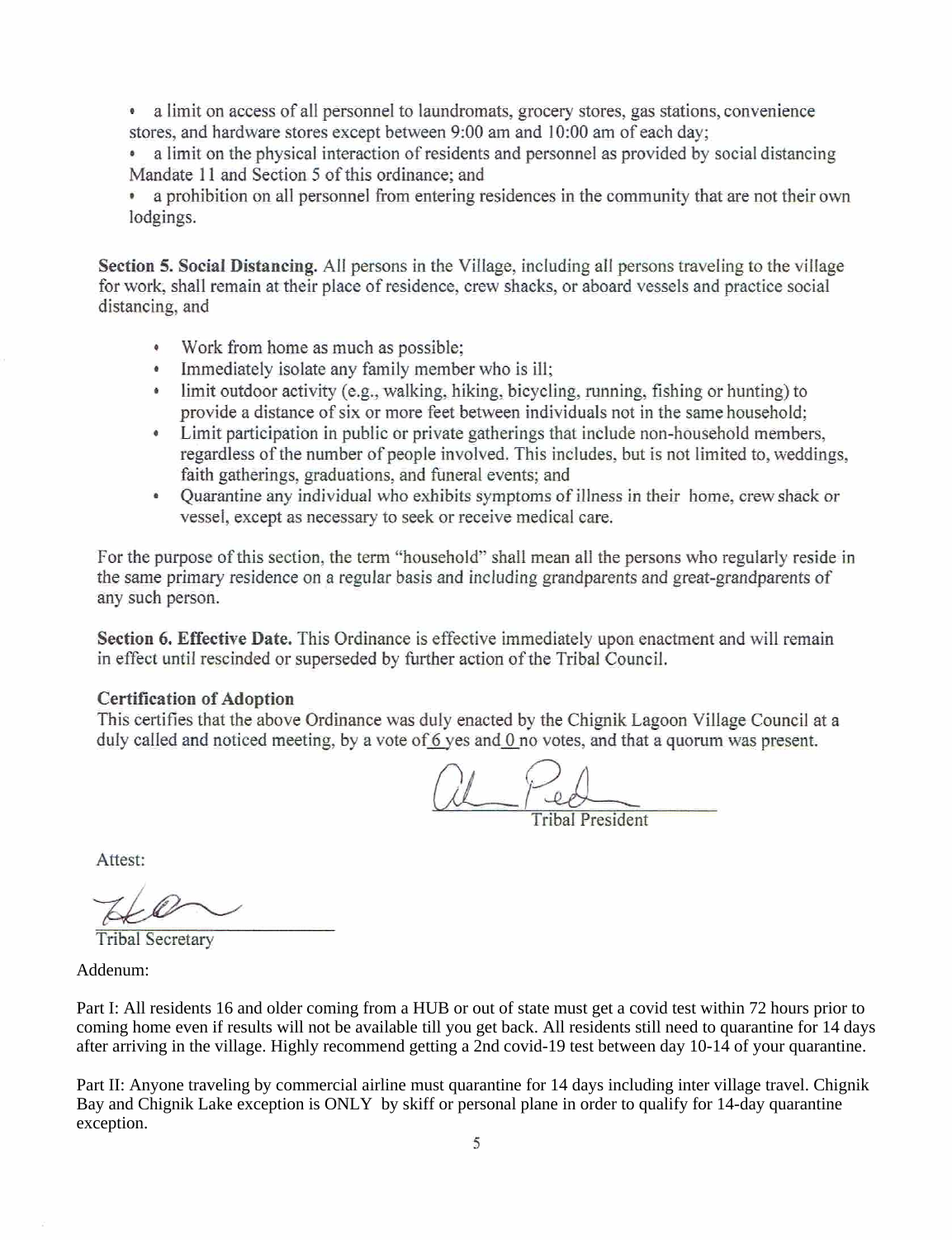- a limit on access of all personnel to laundromats, grocery stores, gas stations, convenience stores, and hardware stores except between 9:00 am and 10:00 am of each day;
- a limit on the physical interaction of residents and personnel as provided by social distancing Mandate 11 and Section 5 of this ordinance; and
- a prohibition on all personnel from entering residences in the community that are not their own lodgings.

**Section 5. Social Distancing.** All persons in the Village, including all persons traveling to the village for work, shall remain at their place of residence, crew shacks, or aboard vessels and practice social distancing, and

- Work from home as much as possible;
- Immediately isolate any family member who is ill;
- limit outdoor activity (e.g., walking, hiking, bicycling, running, fishing or hunting) to provide a distance of six or more feet between individuals not in the same household;
- Limit participation in public or private gatherings that include non-household members, regardless of the number of people involved. This includes, but is not limited to, weddings, faith gatherings, graduations, and funeral events; and
- Quarantine any individual who exhibits symptoms of illness in their home, crew shack or vessel, except as necessary to seek or receive medical care.

For the purpose of this section, the term "household" shall mean all the persons who regularly reside in the same primary residence on a regular basis and including grandparents and great-grandparents of any such person.

**Section 6. Effective Date.** This Ordinance is effective immediately upon enactment and will remain in effect until rescinded or superseded by further action of the Tribal Council.

**Certification of Adoption**

This certifies that the above Ordinance was duly enacted by the Chignik Lagoon Village Council at a duly called and noticed meeting, by a vote of 6 yes and 0 no votes, and that a quorum was present.

Tribal President

Attest:

Tribal Secretary

Addenum:

Part I: All residents 16 and older coming from a HUB or out of state must get a covid test within 72 hours prior to coming home even if results will not be available till you get back. All residents still need to quarantine for 14 days after arriving in the village. Highly recommend getting a 2nd covid-19 test between day 10-14 of your quarantine.

Part II: Anyone traveling by commercial airline must quarantine for 14 days including inter village travel. Chignik Bay and Chignik Lake exception is ONLY by skiff or personal plane in order to qualify for 14-day quarantine exception.